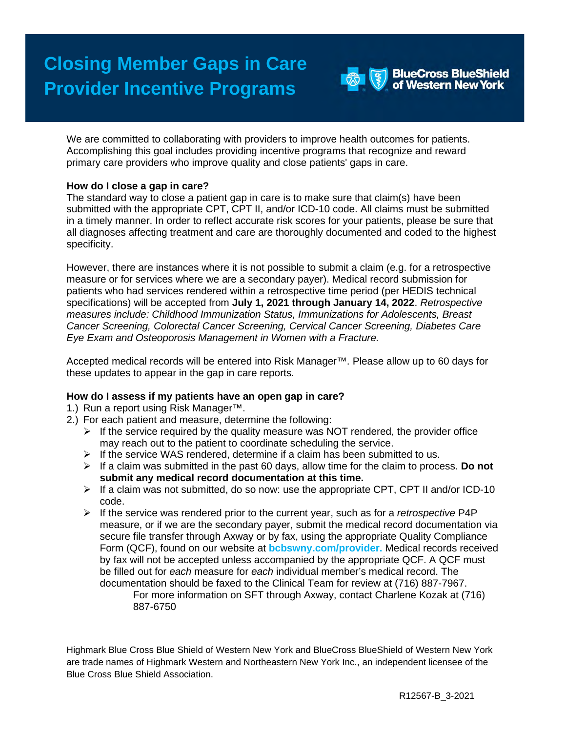# Closing Member Gaps in Care Provider Incentive Programs

BlueCross BlueShield of Western New York

We are committed to collaborating with providers to improve health outcomes for patients. Accomplishing this goal includes providing incentive programs that recognize and reward primary care providers who improve quality and close patients' gaps in care.

**How do I close a gap in care?**

The standard way to close a patient gap in care is to make sure that claim(s) have been submitted with the appropriate CPT, CPT II, and/or ICD-10 code. All claims must be submitted in a timely manner. In order to reflect accurate risk scores for your patients, please be sure that all diagnoses affecting treatment and care are thoroughly documented and coded to the highest specificity.

However, there are instances where it is not possible to submit a claim (e.g. for a retrospective measure or for services where we are a secondary payer). Medical record submission for patients who had services rendered within a retrospective time period (per HEDIS technical specifications) will be accepted from **July 1, 2021 through January 14, 2022**. *Retrospective measures include: Childhood Immunization Status, Immunizations for Adolescents, Breast Cancer Screening, Colorectal Cancer Screening, Cervical Cancer Screening, Diabetes Care Eye Exam and Osteoporosis Management in Women with a Fracture.*

Accepted medical records will be entered into Risk Manager™. Please allow up to 60 days for these updates to appear in the gap in care reports.

**How do I assess if my patients have an open gap in care?**

1.) Run a report using Risk Manager™.
2.) For each patient and measure, determine the following:
   - If the service required by the quality measure was NOT rendered, the provider office may reach out to the patient to coordinate scheduling the service.
   - If the service WAS rendered, determine if a claim has been submitted to us.
   - If a claim was submitted in the past 60 days, allow time for the claim to process. **Do not submit any medical record documentation at this time.**
   - If a claim was not submitted, do so now: use the appropriate CPT, CPT II and/or ICD-10 code.
   - If the service was rendered prior to the current year, such as for a *retrospective* P4P measure, or if we are the secondary payer, submit the medical record documentation via secure file transfer through Axway or by fax, using the appropriate Quality Compliance Form (QCF), found on our website at **bcbswny.com/provider.** Medical records received by fax will not be accepted unless accompanied by the appropriate QCF. A QCF must be filled out for *each* measure for *each* individual member's medical record. The documentation should be faxed to the Clinical Team for review at (716) 887-7967.
     For more information on SFT through Axway, contact Charlene Kozak at (716) 887-6750

Highmark Blue Cross Blue Shield of Western New York and BlueCross BlueShield of Western New York are trade names of Highmark Western and Northeastern New York Inc., an independent licensee of the Blue Cross Blue Shield Association.

R12567-B_3-2021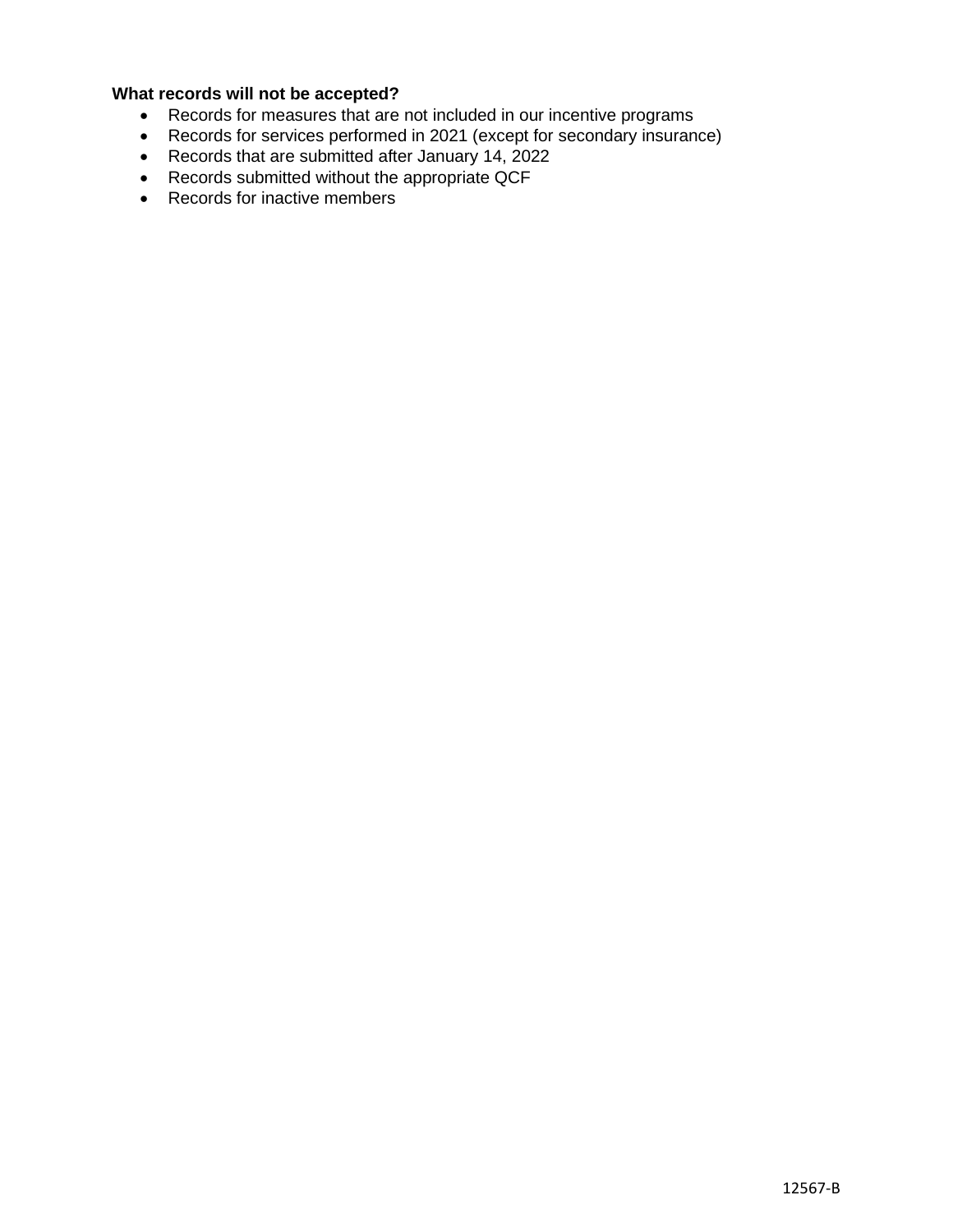**What records will not be accepted?**

- Records for measures that are not included in our incentive programs
- Records for services performed in 2021 (except for secondary insurance)
- Records that are submitted after January 14, 2022
- Records submitted without the appropriate QCF
- Records for inactive members

12567-B